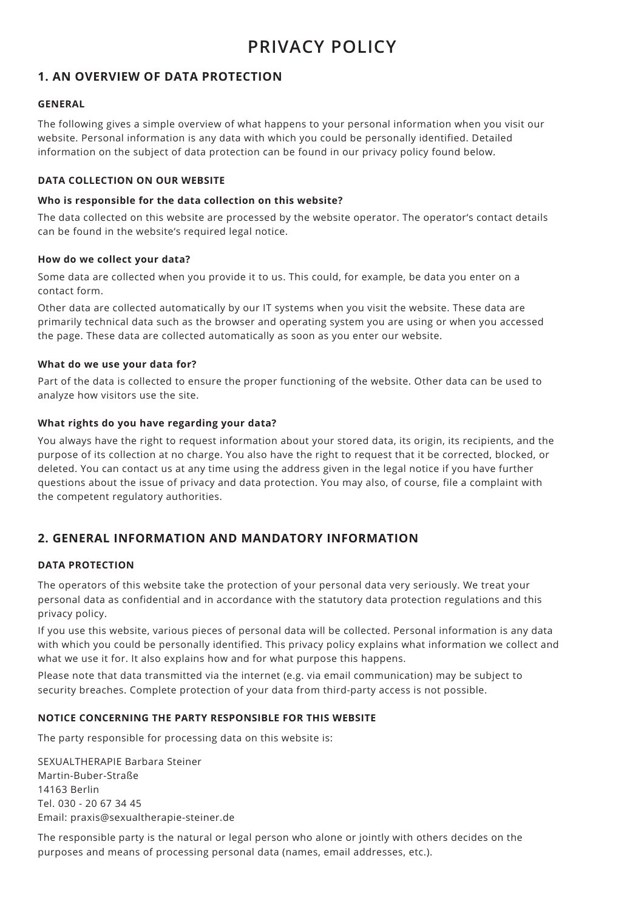# PRIVACY POLICY

## 1. AN OVERVIEW OF DATA PROTECTION

### GENERAL

The following gives a simple overview of what happens to your personal information when you visit our website. Personal information is any data with which you could be personally identified. Detailed information on the subject of data protection can be found in our privacy policy found below.

### DATA COLLECTION ON OUR WEBSITE

**Who is responsible for the data collection on this website?**

The data collected on this website are processed by the website operator. The operator's contact details can be found in the website's required legal notice.

**How do we collect your data?**

Some data are collected when you provide it to us. This could, for example, be data you enter on a contact form.

Other data are collected automatically by our IT systems when you visit the website. These data are primarily technical data such as the browser and operating system you are using or when you accessed the page. These data are collected automatically as soon as you enter our website.

**What do we use your data for?**

Part of the data is collected to ensure the proper functioning of the website. Other data can be used to analyze how visitors use the site.

**What rights do you have regarding your data?**

You always have the right to request information about your stored data, its origin, its recipients, and the purpose of its collection at no charge. You also have the right to request that it be corrected, blocked, or deleted. You can contact us at any time using the address given in the legal notice if you have further questions about the issue of privacy and data protection. You may also, of course, file a complaint with the competent regulatory authorities.

## 2. GENERAL INFORMATION AND MANDATORY INFORMATION

### DATA PROTECTION

The operators of this website take the protection of your personal data very seriously. We treat your personal data as confidential and in accordance with the statutory data protection regulations and this privacy policy.

If you use this website, various pieces of personal data will be collected. Personal information is any data with which you could be personally identified. This privacy policy explains what information we collect and what we use it for. It also explains how and for what purpose this happens.

Please note that data transmitted via the internet (e.g. via email communication) may be subject to security breaches. Complete protection of your data from third-party access is not possible.

### NOTICE CONCERNING THE PARTY RESPONSIBLE FOR THIS WEBSITE

The party responsible for processing data on this website is:

SEXUALTHERAPIE Barbara Steiner
Martin-Buber-Straße
14163 Berlin
Tel. 030 - 20 67 34 45
Email: praxis@sexualtherapie-steiner.de

The responsible party is the natural or legal person who alone or jointly with others decides on the purposes and means of processing personal data (names, email addresses, etc.).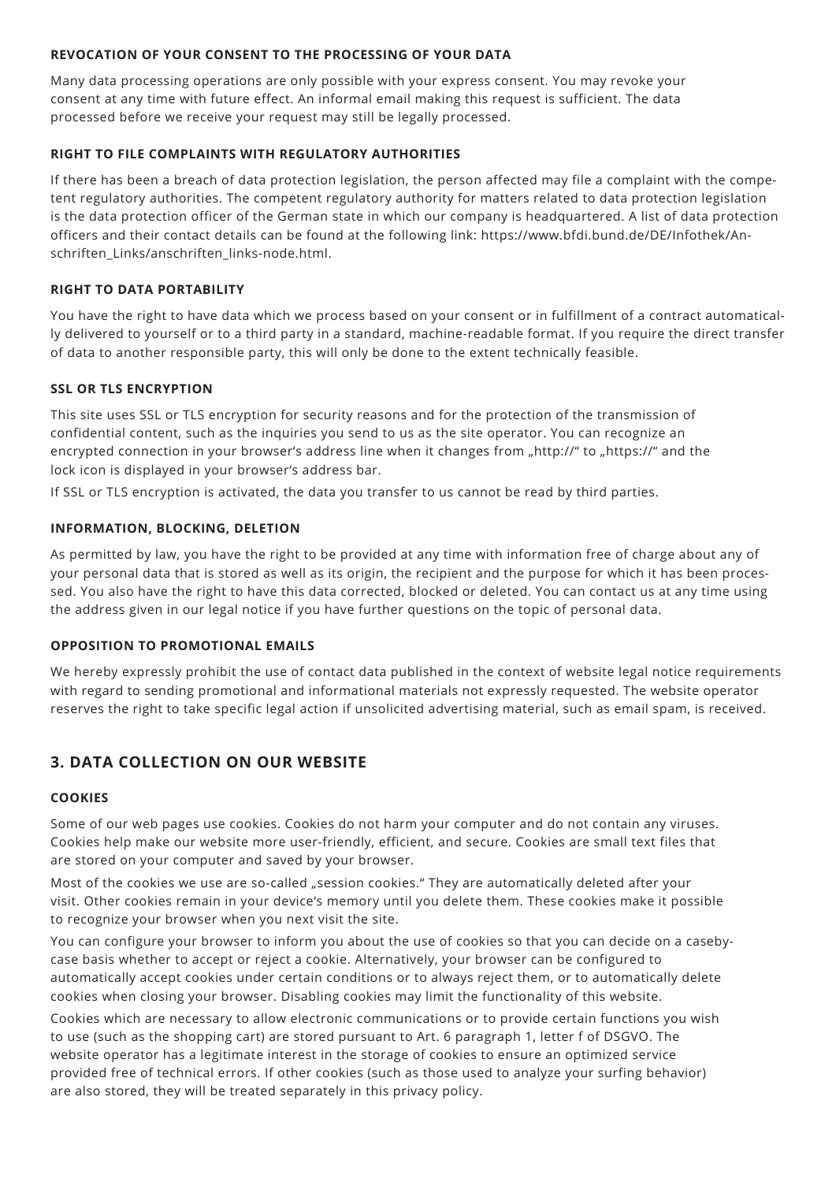#### REVOCATION OF YOUR CONSENT TO THE PROCESSING OF YOUR DATA

Many data processing operations are only possible with your express consent. You may revoke your consent at any time with future effect. An informal email making this request is sufficient. The data processed before we receive your request may still be legally processed.

#### RIGHT TO FILE COMPLAINTS WITH REGULATORY AUTHORITIES

If there has been a breach of data protection legislation, the person affected may file a complaint with the competent regulatory authorities. The competent regulatory authority for matters related to data protection legislation is the data protection officer of the German state in which our company is headquartered. A list of data protection officers and their contact details can be found at the following link: https://www.bfdi.bund.de/DE/Infothek/Anschriften_Links/anschriften_links-node.html.

#### RIGHT TO DATA PORTABILITY

You have the right to have data which we process based on your consent or in fulfillment of a contract automatically delivered to yourself or to a third party in a standard, machine-readable format. If you require the direct transfer of data to another responsible party, this will only be done to the extent technically feasible.

#### SSL OR TLS ENCRYPTION

This site uses SSL or TLS encryption for security reasons and for the protection of the transmission of confidential content, such as the inquiries you send to us as the site operator. You can recognize an encrypted connection in your browser's address line when it changes from „http://" to „https://" and the lock icon is displayed in your browser's address bar.

If SSL or TLS encryption is activated, the data you transfer to us cannot be read by third parties.

#### INFORMATION, BLOCKING, DELETION

As permitted by law, you have the right to be provided at any time with information free of charge about any of your personal data that is stored as well as its origin, the recipient and the purpose for which it has been processed. You also have the right to have this data corrected, blocked or deleted. You can contact us at any time using the address given in our legal notice if you have further questions on the topic of personal data.

#### OPPOSITION TO PROMOTIONAL EMAILS

We hereby expressly prohibit the use of contact data published in the context of website legal notice requirements with regard to sending promotional and informational materials not expressly requested. The website operator reserves the right to take specific legal action if unsolicited advertising material, such as email spam, is received.

## 3. DATA COLLECTION ON OUR WEBSITE

#### COOKIES

Some of our web pages use cookies. Cookies do not harm your computer and do not contain any viruses. Cookies help make our website more user-friendly, efficient, and secure. Cookies are small text files that are stored on your computer and saved by your browser.

Most of the cookies we use are so-called „session cookies." They are automatically deleted after your visit. Other cookies remain in your device's memory until you delete them. These cookies make it possible to recognize your browser when you next visit the site.

You can configure your browser to inform you about the use of cookies so that you can decide on a caseby-case basis whether to accept or reject a cookie. Alternatively, your browser can be configured to automatically accept cookies under certain conditions or to always reject them, or to automatically delete cookies when closing your browser. Disabling cookies may limit the functionality of this website.

Cookies which are necessary to allow electronic communications or to provide certain functions you wish to use (such as the shopping cart) are stored pursuant to Art. 6 paragraph 1, letter f of DSGVO. The website operator has a legitimate interest in the storage of cookies to ensure an optimized service provided free of technical errors. If other cookies (such as those used to analyze your surfing behavior) are also stored, they will be treated separately in this privacy policy.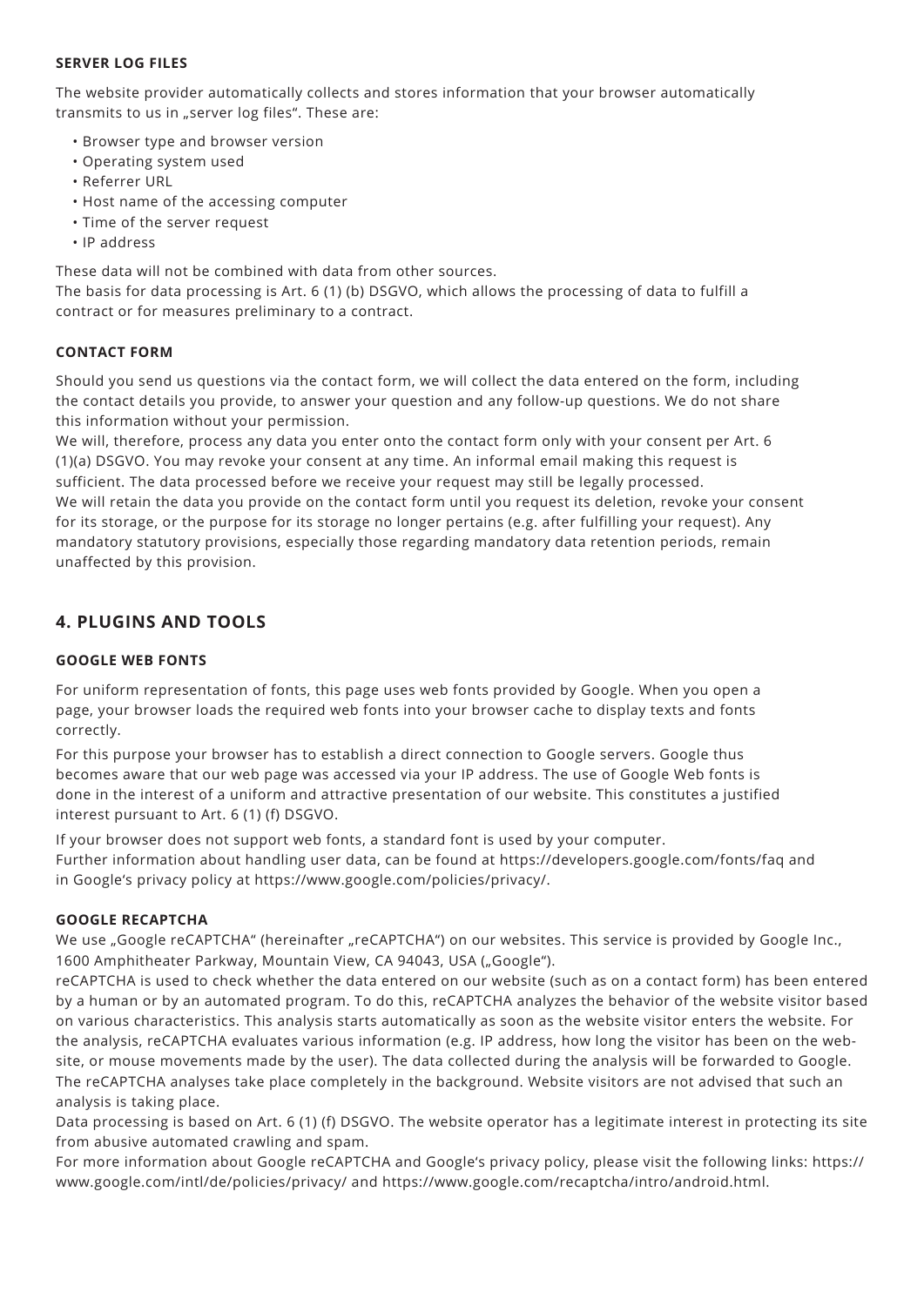### SERVER LOG FILES

The website provider automatically collects and stores information that your browser automatically transmits to us in „server log files“. These are:

- Browser type and browser version
- Operating system used
- Referrer URL
- Host name of the accessing computer
- Time of the server request
- IP address

These data will not be combined with data from other sources.
The basis for data processing is Art. 6 (1) (b) DSGVO, which allows the processing of data to fulfill a contract or for measures preliminary to a contract.

### CONTACT FORM

Should you send us questions via the contact form, we will collect the data entered on the form, including the contact details you provide, to answer your question and any follow-up questions. We do not share this information without your permission.
We will, therefore, process any data you enter onto the contact form only with your consent per Art. 6 (1)(a) DSGVO. You may revoke your consent at any time. An informal email making this request is sufficient. The data processed before we receive your request may still be legally processed.
We will retain the data you provide on the contact form until you request its deletion, revoke your consent for its storage, or the purpose for its storage no longer pertains (e.g. after fulfilling your request). Any mandatory statutory provisions, especially those regarding mandatory data retention periods, remain unaffected by this provision.

## 4. PLUGINS AND TOOLS

### GOOGLE WEB FONTS

For uniform representation of fonts, this page uses web fonts provided by Google. When you open a page, your browser loads the required web fonts into your browser cache to display texts and fonts correctly.

For this purpose your browser has to establish a direct connection to Google servers. Google thus becomes aware that our web page was accessed via your IP address. The use of Google Web fonts is done in the interest of a uniform and attractive presentation of our website. This constitutes a justified interest pursuant to Art. 6 (1) (f) DSGVO.

If your browser does not support web fonts, a standard font is used by your computer.
Further information about handling user data, can be found at https://developers.google.com/fonts/faq and in Google's privacy policy at https://www.google.com/policies/privacy/.

### GOOGLE RECAPTCHA

We use „Google reCAPTCHA“ (hereinafter „reCAPTCHA“) on our websites. This service is provided by Google Inc., 1600 Amphitheater Parkway, Mountain View, CA 94043, USA („Google“).
reCAPTCHA is used to check whether the data entered on our website (such as on a contact form) has been entered by a human or by an automated program. To do this, reCAPTCHA analyzes the behavior of the website visitor based on various characteristics. This analysis starts automatically as soon as the website visitor enters the website. For the analysis, reCAPTCHA evaluates various information (e.g. IP address, how long the visitor has been on the website, or mouse movements made by the user). The data collected during the analysis will be forwarded to Google. The reCAPTCHA analyses take place completely in the background. Website visitors are not advised that such an analysis is taking place.
Data processing is based on Art. 6 (1) (f) DSGVO. The website operator has a legitimate interest in protecting its site from abusive automated crawling and spam.
For more information about Google reCAPTCHA and Google's privacy policy, please visit the following links: https://www.google.com/intl/de/policies/privacy/ and https://www.google.com/recaptcha/intro/android.html.